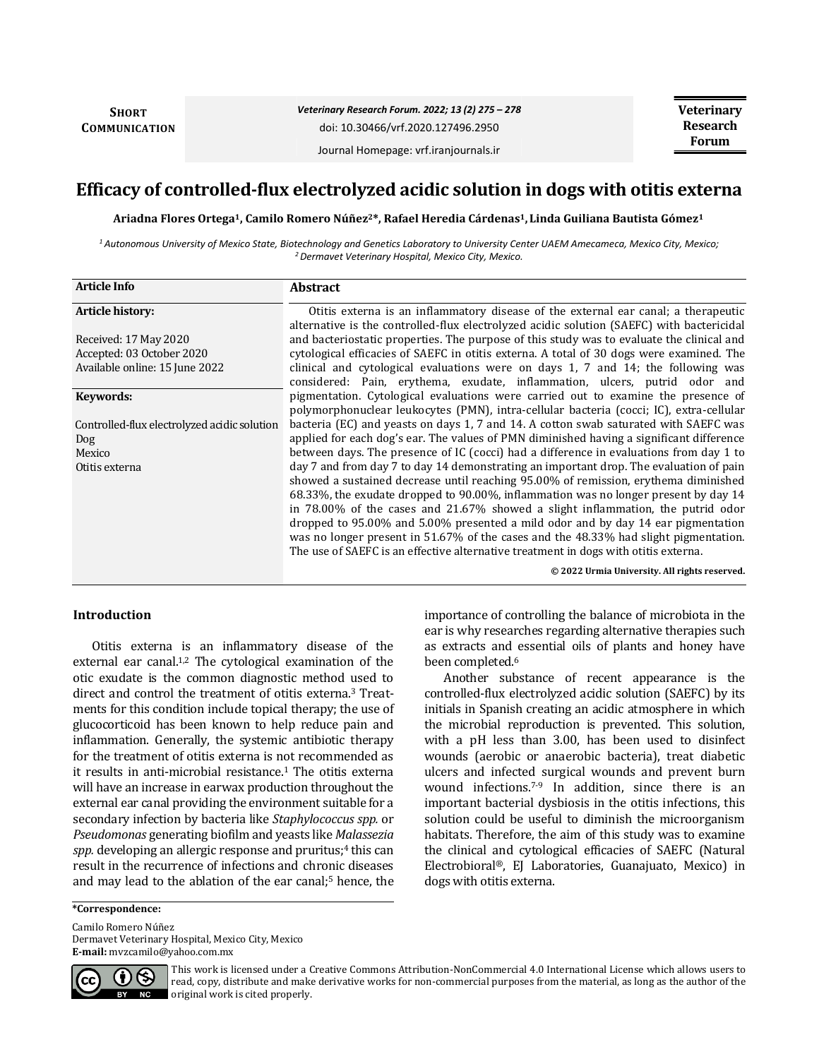SHORT COMMUNICATION

doi: 10.30466/vrf.2020.127496.2950

# Efficacy of controlled-flux electrolyzed acidic solution in dogs with otitis externa

**Ariadna Flores Ortega[1], Camilo Romero Núñez[2]*, Rafael Heredia Cárdenas[1], Linda Guiliana Bautista Gómez[1]**

[1] Autonomous University of Mexico State, Biotechnology and Genetics Laboratory to University Center UAEM Amecameca, Mexico City, Mexico;
[2] Dermavet Veterinary Hospital, Mexico City, Mexico.

**Article Info**

**Article history:**

Received: 17 May 2020
Accepted: 03 October 2020
Available online: 15 June 2022

**Keywords:**

Controlled-flux electrolyzed acidic solution
Dog
Mexico
Otitis externa

## Abstract

Otitis externa is an inflammatory disease of the external ear canal; a therapeutic alternative is the controlled-flux electrolyzed acidic solution (SAEFC) with bactericidal and bacteriostatic properties. The purpose of this study was to evaluate the clinical and cytological efficacies of SAEFC in otitis externa. A total of 30 dogs were examined. The clinical and cytological evaluations were on days 1, 7 and 14; the following was considered: Pain, erythema, exudate, inflammation, ulcers, putrid odor and pigmentation. Cytological evaluations were carried out to examine the presence of polymorphonuclear leukocytes (PMN), intra-cellular bacteria (cocci; IC), extra-cellular bacteria (EC) and yeasts on days 1, 7 and 14. A cotton swab saturated with SAEFC was applied for each dog's ear. The values of PMN diminished having a significant difference between days. The presence of IC (cocci) had a difference in evaluations from day 1 to day 7 and from day 7 to day 14 demonstrating an important drop. The evaluation of pain showed a sustained decrease until reaching 95.00% of remission, erythema diminished 68.33%, the exudate dropped to 90.00%, inflammation was no longer present by day 14 in 78.00% of the cases and 21.67% showed a slight inflammation, the putrid odor dropped to 95.00% and 5.00% presented a mild odor and by day 14 ear pigmentation was no longer present in 51.67% of the cases and the 48.33% had slight pigmentation. The use of SAEFC is an effective alternative treatment in dogs with otitis externa.

**© 2022 Urmia University. All rights reserved.**

## Introduction

Otitis externa is an inflammatory disease of the external ear canal.[1,2] The cytological examination of the otic exudate is the common diagnostic method used to direct and control the treatment of otitis externa.[3] Treatments for this condition include topical therapy; the use of glucocorticoid has been known to help reduce pain and inflammation. Generally, the systemic antibiotic therapy for the treatment of otitis externa is not recommended as it results in anti-microbial resistance.[1] The otitis externa will have an increase in earwax production throughout the external ear canal providing the environment suitable for a secondary infection by bacteria like *Staphylococcus spp.* or *Pseudomonas* generating biofilm and yeasts like *Malassezia spp.* developing an allergic response and pruritus;[4] this can result in the recurrence of infections and chronic diseases and may lead to the ablation of the ear canal;[5] hence, the importance of controlling the balance of microbiota in the ear is why researches regarding alternative therapies such as extracts and essential oils of plants and honey have been completed.[6]

Another substance of recent appearance is the controlled-flux electrolyzed acidic solution (SAEFC) by its initials in Spanish creating an acidic atmosphere in which the microbial reproduction is prevented. This solution, with a pH less than 3.00, has been used to disinfect wounds (aerobic or anaerobic bacteria), treat diabetic ulcers and infected surgical wounds and prevent burn wound infections.[7-9] In addition, since there is an important bacterial dysbiosis in the otitis infections, this solution could be useful to diminish the microorganism habitats. Therefore, the aim of this study was to examine the clinical and cytological efficacies of SAEFC (Natural Electrobioral®, EJ Laboratories, Guanajuato, Mexico) in dogs with otitis externa.

***Correspondence:**

Camilo Romero Núñez
Dermavet Veterinary Hospital, Mexico City, Mexico
**E-mail:** mvzcamilo@yahoo.com.mx

This work is licensed under a Creative Commons Attribution-NonCommercial 4.0 International License which allows users to read, copy, distribute and make derivative works for non-commercial purposes from the material, as long as the author of the original work is cited properly.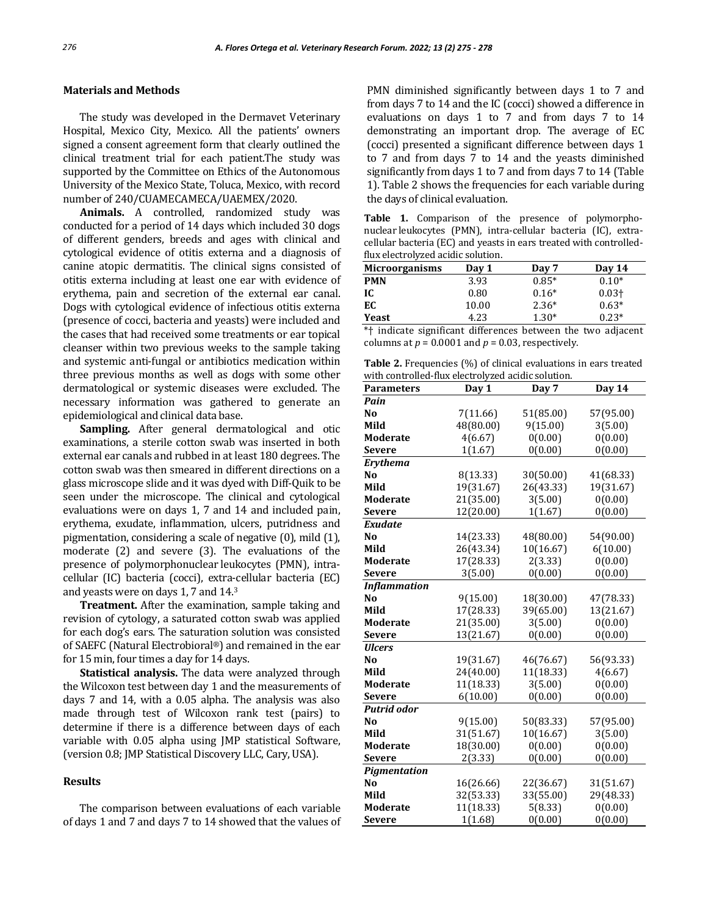## Materials and Methods

The study was developed in the Dermavet Veterinary Hospital, Mexico City, Mexico. All the patients' owners signed a consent agreement form that clearly outlined the clinical treatment trial for each patient.The study was supported by the Committee on Ethics of the Autonomous University of the Mexico State, Toluca, Mexico, with record number of 240/CUAMECAMECA/UAEMEX/2020.

**Animals.** A controlled, randomized study was conducted for a period of 14 days which included 30 dogs of different genders, breeds and ages with clinical and cytological evidence of otitis externa and a diagnosis of canine atopic dermatitis. The clinical signs consisted of otitis externa including at least one ear with evidence of erythema, pain and secretion of the external ear canal. Dogs with cytological evidence of infectious otitis externa (presence of cocci, bacteria and yeasts) were included and the cases that had received some treatments or ear topical cleanser within two previous weeks to the sample taking and systemic anti-fungal or antibiotics medication within three previous months as well as dogs with some other dermatological or systemic diseases were excluded. The necessary information was gathered to generate an epidemiological and clinical data base.

**Sampling.** After general dermatological and otic examinations, a sterile cotton swab was inserted in both external ear canals and rubbed in at least 180 degrees. The cotton swab was then smeared in different directions on a glass microscope slide and it was dyed with Diff-Quik to be seen under the microscope. The clinical and cytological evaluations were on days 1, 7 and 14 and included pain, erythema, exudate, inflammation, ulcers, putridness and pigmentation, considering a scale of negative (0), mild (1), moderate (2) and severe (3). The evaluations of the presence of polymorphonuclear leukocytes (PMN), intra-cellular (IC) bacteria (cocci), extra-cellular bacteria (EC) and yeasts were on days 1, 7 and 14.[3]

**Treatment.** After the examination, sample taking and revision of cytology, a saturated cotton swab was applied for each dog's ears. The saturation solution was consisted of SAEFC (Natural Electrobioral®) and remained in the ear for 15 min, four times a day for 14 days.

**Statistical analysis.** The data were analyzed through the Wilcoxon test between day 1 and the measurements of days 7 and 14, with a 0.05 alpha. The analysis was also made through test of Wilcoxon rank test (pairs) to determine if there is a difference between days of each variable with 0.05 alpha using JMP statistical Software, (version 0.8; JMP Statistical Discovery LLC, Cary, USA).

## Results

The comparison between evaluations of each variable of days 1 and 7 and days 7 to 14 showed that the values of PMN diminished significantly between days 1 to 7 and from days 7 to 14 and the IC (cocci) showed a difference in evaluations on days 1 to 7 and from days 7 to 14 demonstrating an important drop. The average of EC (cocci) presented a significant difference between days 1 to 7 and from days 7 to 14 and the yeasts diminished significantly from days 1 to 7 and from days 7 to 14 (Table 1). Table 2 shows the frequencies for each variable during the days of clinical evaluation.

**Table 1.** Comparison of the presence of polymorphonuclear leukocytes (PMN), intra-cellular bacteria (IC), extracellular bacteria (EC) and yeasts in ears treated with controlled-flux electrolyzed acidic solution.

| Microorganisms | Day 1 | Day 7 | Day 14 |
|---|---|---|---|
| PMN | 3.93 | 0.85* | 0.10* |
| IC | 0.80 | 0.16* | 0.03† |
| EC | 10.00 | 2.36* | 0.63* |
| Yeast | 4.23 | 1.30* | 0.23* |

*† indicate significant differences between the two adjacent columns at $p = 0.0001$ and $p = 0.03$, respectively.

**Table 2.** Frequencies (%) of clinical evaluations in ears treated with controlled-flux electrolyzed acidic solution.

| Parameters | Day 1 | Day 7 | Day 14 |
|---|---|---|---|
| ***Pain*** | | | |
| No | 7(11.66) | 51(85.00) | 57(95.00) |
| Mild | 48(80.00) | 9(15.00) | 3(5.00) |
| Moderate | 4(6.67) | 0(0.00) | 0(0.00) |
| Severe | 1(1.67) | 0(0.00) | 0(0.00) |
| ***Erythema*** | | | |
| No | 8(13.33) | 30(50.00) | 41(68.33) |
| Mild | 19(31.67) | 26(43.33) | 19(31.67) |
| Moderate | 21(35.00) | 3(5.00) | 0(0.00) |
| Severe | 12(20.00) | 1(1.67) | 0(0.00) |
| ***Exudate*** | | | |
| No | 14(23.33) | 48(80.00) | 54(90.00) |
| Mild | 26(43.34) | 10(16.67) | 6(10.00) |
| Moderate | 17(28.33) | 2(3.33) | 0(0.00) |
| Severe | 3(5.00) | 0(0.00) | 0(0.00) |
| ***Inflammation*** | | | |
| No | 9(15.00) | 18(30.00) | 47(78.33) |
| Mild | 17(28.33) | 39(65.00) | 13(21.67) |
| Moderate | 21(35.00) | 3(5.00) | 0(0.00) |
| Severe | 13(21.67) | 0(0.00) | 0(0.00) |
| ***Ulcers*** | | | |
| No | 19(31.67) | 46(76.67) | 56(93.33) |
| Mild | 24(40.00) | 11(18.33) | 4(6.67) |
| Moderate | 11(18.33) | 3(5.00) | 0(0.00) |
| Severe | 6(10.00) | 0(0.00) | 0(0.00) |
| ***Putrid odor*** | | | |
| No | 9(15.00) | 50(83.33) | 57(95.00) |
| Mild | 31(51.67) | 10(16.67) | 3(5.00) |
| Moderate | 18(30.00) | 0(0.00) | 0(0.00) |
| Severe | 2(3.33) | 0(0.00) | 0(0.00) |
| ***Pigmentation*** | | | |
| No | 16(26.66) | 22(36.67) | 31(51.67) |
| Mild | 32(53.33) | 33(55.00) | 29(48.33) |
| Moderate | 11(18.33) | 5(8.33) | 0(0.00) |
| Severe | 1(1.68) | 0(0.00) | 0(0.00) |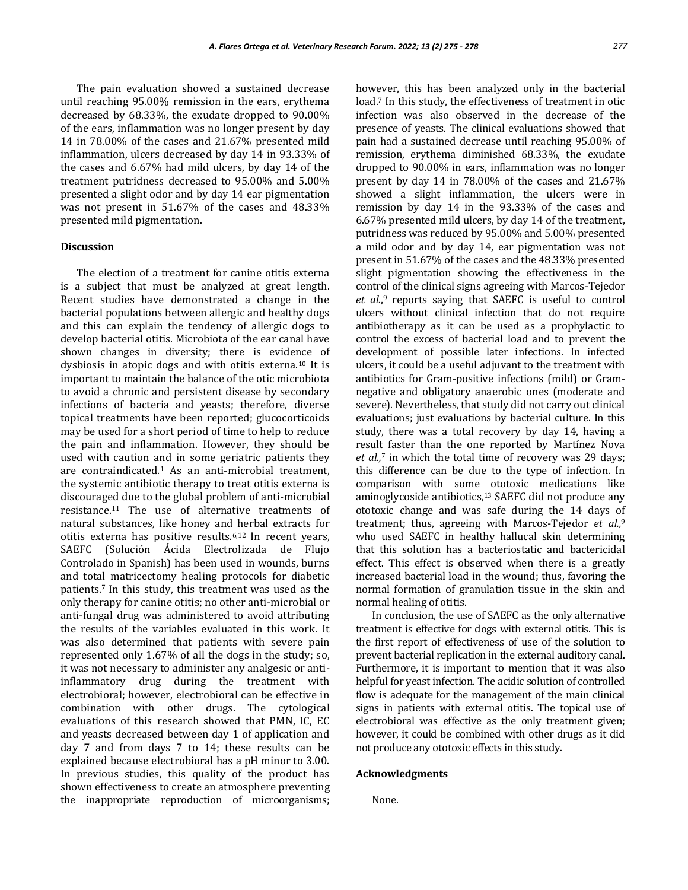The pain evaluation showed a sustained decrease until reaching 95.00% remission in the ears, erythema decreased by 68.33%, the exudate dropped to 90.00% of the ears, inflammation was no longer present by day 14 in 78.00% of the cases and 21.67% presented mild inflammation, ulcers decreased by day 14 in 93.33% of the cases and 6.67% had mild ulcers, by day 14 of the treatment putridness decreased to 95.00% and 5.00% presented a slight odor and by day 14 ear pigmentation was not present in 51.67% of the cases and 48.33% presented mild pigmentation.

## Discussion

The election of a treatment for canine otitis externa is a subject that must be analyzed at great length. Recent studies have demonstrated a change in the bacterial populations between allergic and healthy dogs and this can explain the tendency of allergic dogs to develop bacterial otitis. Microbiota of the ear canal have shown changes in diversity; there is evidence of dysbiosis in atopic dogs and with otitis externa.[10] It is important to maintain the balance of the otic microbiota to avoid a chronic and persistent disease by secondary infections of bacteria and yeasts; therefore, diverse topical treatments have been reported; glucocorticoids may be used for a short period of time to help to reduce the pain and inflammation. However, they should be used with caution and in some geriatric patients they are contraindicated.[1] As an anti-microbial treatment, the systemic antibiotic therapy to treat otitis externa is discouraged due to the global problem of anti-microbial resistance.[11] The use of alternative treatments of natural substances, like honey and herbal extracts for otitis externa has positive results.[6,12] In recent years, SAEFC (Solución Ácida Electrolizada de Flujo Controlado in Spanish) has been used in wounds, burns and total matricectomy healing protocols for diabetic patients.[7] In this study, this treatment was used as the only therapy for canine otitis; no other anti-microbial or anti-fungal drug was administered to avoid attributing the results of the variables evaluated in this work. It was also determined that patients with severe pain represented only 1.67% of all the dogs in the study; so, it was not necessary to administer any analgesic or anti-inflammatory drug during the treatment with electrobioral; however, electrobioral can be effective in combination with other drugs. The cytological evaluations of this research showed that PMN, IC, EC and yeasts decreased between day 1 of application and day 7 and from days 7 to 14; these results can be explained because electrobioral has a pH minor to 3.00. In previous studies, this quality of the product has shown effectiveness to create an atmosphere preventing the inappropriate reproduction of microorganisms; however, this has been analyzed only in the bacterial load.[7] In this study, the effectiveness of treatment in otic infection was also observed in the decrease of the presence of yeasts. The clinical evaluations showed that pain had a sustained decrease until reaching 95.00% of remission, erythema diminished 68.33%, the exudate dropped to 90.00% in ears, inflammation was no longer present by day 14 in 78.00% of the cases and 21.67% showed a slight inflammation, the ulcers were in remission by day 14 in the 93.33% of the cases and 6.67% presented mild ulcers, by day 14 of the treatment, putridness was reduced by 95.00% and 5.00% presented a mild odor and by day 14, ear pigmentation was not present in 51.67% of the cases and the 48.33% presented slight pigmentation showing the effectiveness in the control of the clinical signs agreeing with Marcos-Tejedor *et al.*,[9] reports saying that SAEFC is useful to control ulcers without clinical infection that do not require antibiotherapy as it can be used as a prophylactic to control the excess of bacterial load and to prevent the development of possible later infections. In infected ulcers, it could be a useful adjuvant to the treatment with antibiotics for Gram-positive infections (mild) or Gram-negative and obligatory anaerobic ones (moderate and severe). Nevertheless, that study did not carry out clinical evaluations; just evaluations by bacterial culture. In this study, there was a total recovery by day 14, having a result faster than the one reported by Martínez Nova *et al.*,[7] in which the total time of recovery was 29 days; this difference can be due to the type of infection. In comparison with some ototoxic medications like aminoglycoside antibiotics,[13] SAEFC did not produce any ototoxic change and was safe during the 14 days of treatment; thus, agreeing with Marcos-Tejedor *et al.*,[9] who used SAEFC in healthy hallucal skin determining that this solution has a bacteriostatic and bactericidal effect. This effect is observed when there is a greatly increased bacterial load in the wound; thus, favoring the normal formation of granulation tissue in the skin and normal healing of otitis.

In conclusion, the use of SAEFC as the only alternative treatment is effective for dogs with external otitis. This is the first report of effectiveness of use of the solution to prevent bacterial replication in the external auditory canal. Furthermore, it is important to mention that it was also helpful for yeast infection. The acidic solution of controlled flow is adequate for the management of the main clinical signs in patients with external otitis. The topical use of electrobioral was effective as the only treatment given; however, it could be combined with other drugs as it did not produce any ototoxic effects in this study.

## Acknowledgments

None.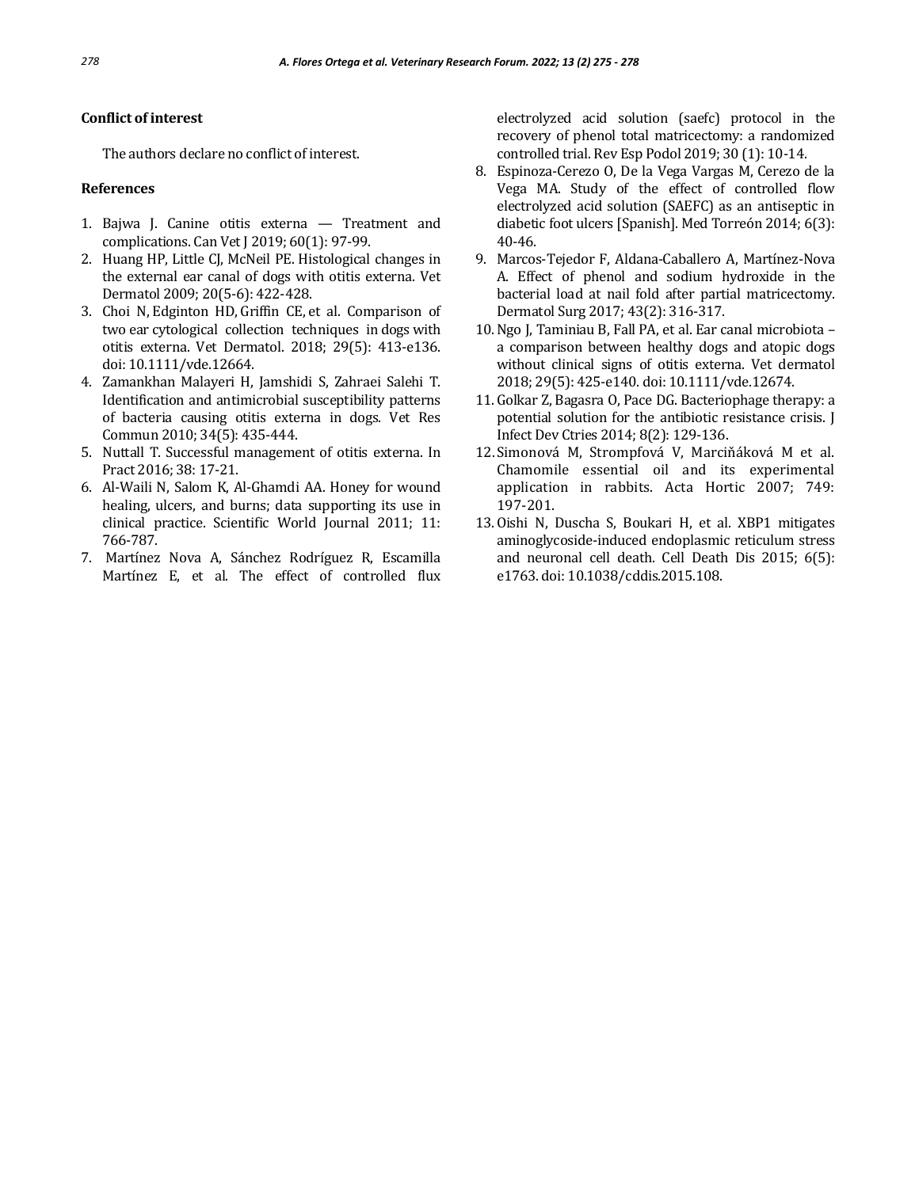## Conflict of interest

The authors declare no conflict of interest.

## References

1. Bajwa J. Canine otitis externa — Treatment and complications. Can Vet J 2019; 60(1): 97-99.
2. Huang HP, Little CJ, McNeil PE. Histological changes in the external ear canal of dogs with otitis externa. Vet Dermatol 2009; 20(5-6): 422-428.
3. Choi N, Edginton HD, Griffin CE, et al. Comparison of two ear cytological collection techniques in dogs with otitis externa. Vet Dermatol. 2018; 29(5): 413-e136. doi: 10.1111/vde.12664.
4. Zamankhan Malayeri H, Jamshidi S, Zahraei Salehi T. Identification and antimicrobial susceptibility patterns of bacteria causing otitis externa in dogs. Vet Res Commun 2010; 34(5): 435-444.
5. Nuttall T. Successful management of otitis externa. In Pract 2016; 38: 17-21.
6. Al-Waili N, Salom K, Al-Ghamdi AA. Honey for wound healing, ulcers, and burns; data supporting its use in clinical practice. Scientific World Journal 2011; 11: 766-787.
7. Martínez Nova A, Sánchez Rodríguez R, Escamilla Martínez E, et al. The effect of controlled flux electrolyzed acid solution (saefc) protocol in the recovery of phenol total matricectomy: a randomized controlled trial. Rev Esp Podol 2019; 30 (1): 10-14.
8. Espinoza-Cerezo O, De la Vega Vargas M, Cerezo de la Vega MA. Study of the effect of controlled flow electrolyzed acid solution (SAEFC) as an antiseptic in diabetic foot ulcers [Spanish]. Med Torreón 2014; 6(3): 40-46.
9. Marcos-Tejedor F, Aldana-Caballero A, Martínez-Nova A. Effect of phenol and sodium hydroxide in the bacterial load at nail fold after partial matricectomy. Dermatol Surg 2017; 43(2): 316-317.
10. Ngo J, Taminiau B, Fall PA, et al. Ear canal microbiota – a comparison between healthy dogs and atopic dogs without clinical signs of otitis externa. Vet dermatol 2018; 29(5): 425-e140. doi: 10.1111/vde.12674.
11. Golkar Z, Bagasra O, Pace DG. Bacteriophage therapy: a potential solution for the antibiotic resistance crisis. J Infect Dev Ctries 2014; 8(2): 129-136.
12. Simonová M, Strompfová V, Marciňáková M et al. Chamomile essential oil and its experimental application in rabbits. Acta Hortic 2007; 749: 197-201.
13. Oishi N, Duscha S, Boukari H, et al. XBP1 mitigates aminoglycoside-induced endoplasmic reticulum stress and neuronal cell death. Cell Death Dis 2015; 6(5): e1763. doi: 10.1038/cddis.2015.108.